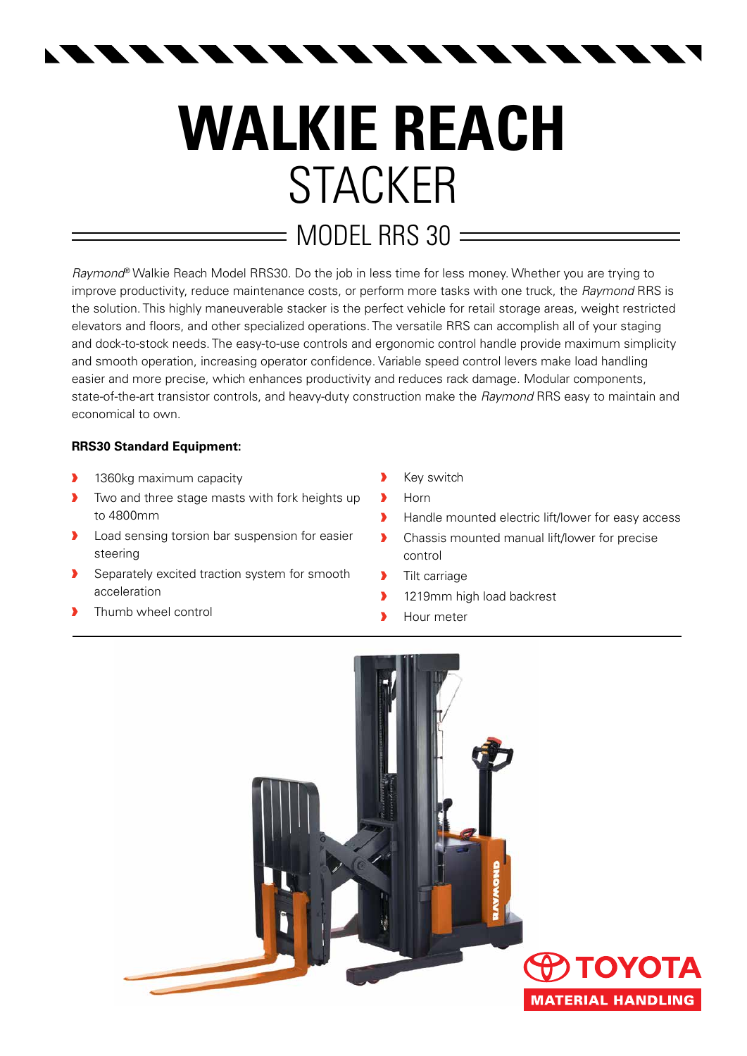# WALKIE REACH
## STACKER
### MODEL RRS 30

*Raymond*® Walkie Reach Model RRS30. Do the job in less time for less money. Whether you are trying to improve productivity, reduce maintenance costs, or perform more tasks with one truck, the *Raymond* RRS is the solution. This highly maneuverable stacker is the perfect vehicle for retail storage areas, weight restricted elevators and floors, and other specialized operations. The versatile RRS can accomplish all of your staging and dock-to-stock needs. The easy-to-use controls and ergonomic control handle provide maximum simplicity and smooth operation, increasing operator confidence. Variable speed control levers make load handling easier and more precise, which enhances productivity and reduces rack damage. Modular components, state-of-the-art transistor controls, and heavy-duty construction make the *Raymond* RRS easy to maintain and economical to own.

**RRS30 Standard Equipment:**

- 1360kg maximum capacity
- Two and three stage masts with fork heights up to 4800mm
- Load sensing torsion bar suspension for easier steering
- Separately excited traction system for smooth acceleration
- Thumb wheel control
- Key switch
- Horn
- Handle mounted electric lift/lower for easy access
- Chassis mounted manual lift/lower for precise control
- Tilt carriage
- 1219mm high load backrest
- Hour meter

TOYOTA MATERIAL HANDLING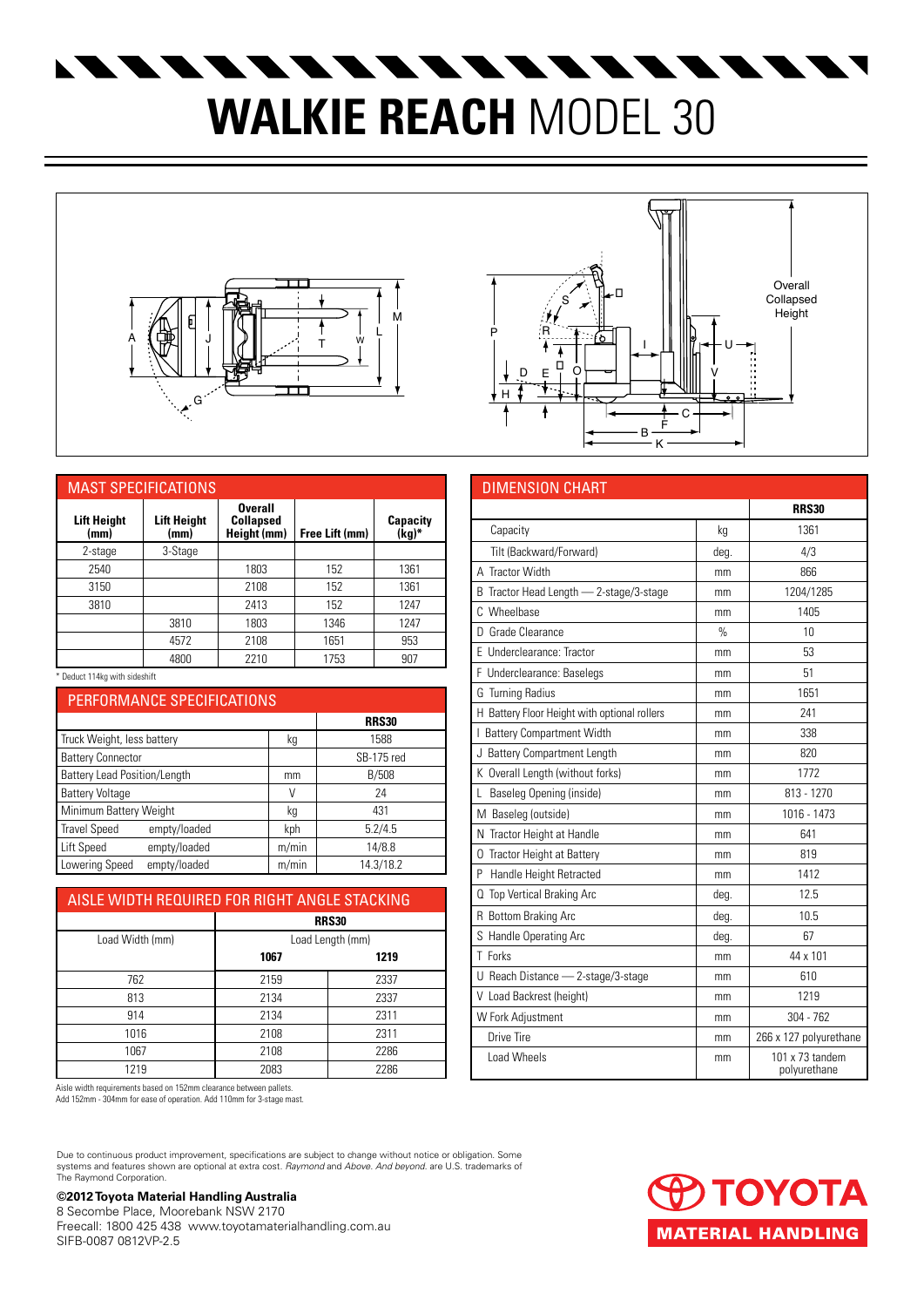# WALKIE REACH MODEL 30

A
J
G
T
W
L
M

Overall Collapsed Height
P
S
R
D
E
O
H
I
U
V
C
F
B
K

## MAST SPECIFICATIONS

| Lift Height (mm) | Lift Height (mm) | Overall Collapsed Height (mm) | Free Lift (mm) | Capacity (kg)* |
|---|---|---|---|---|
| 2-stage | 3-Stage | | | |
| 2540 | | 1803 | 152 | 1361 |
| 3150 | | 2108 | 152 | 1361 |
| 3810 | | 2413 | 152 | 1247 |
| | 3810 | 1803 | 1346 | 1247 |
| | 4572 | 2108 | 1651 | 953 |
| | 4800 | 2210 | 1753 | 907 |

* Deduct 114kg with sideshift

## PERFORMANCE SPECIFICATIONS

| | | RRS30 |
|---|---|---|
| Truck Weight, less battery | kg | 1588 |
| Battery Connector | | SB-175 red |
| Battery Lead Position/Length | mm | B/508 |
| Battery Voltage | V | 24 |
| Minimum Battery Weight | kg | 431 |
| Travel Speed empty/loaded | kph | 5.2/4.5 |
| Lift Speed empty/loaded | m/min | 14/8.8 |
| Lowering Speed empty/loaded | m/min | 14.3/18.2 |

## AISLE WIDTH REQUIRED FOR RIGHT ANGLE STACKING

| | RRS30 | |
|---|---|---|
| Load Width (mm) | Load Length (mm) | |
| | 1067 | 1219 |
| 762 | 2159 | 2337 |
| 813 | 2134 | 2337 |
| 914 | 2134 | 2311 |
| 1016 | 2108 | 2311 |
| 1067 | 2108 | 2286 |
| 1219 | 2083 | 2286 |

Aisle width requirements based on 152mm clearance between pallets.
Add 152mm - 304mm for ease of operation. Add 110mm for 3-stage mast.

## DIMENSION CHART

| | | RRS30 |
|---|---|---|
| Capacity | kg | 1361 |
| Tilt (Backward/Forward) | deg. | 4/3 |
| A Tractor Width | mm | 866 |
| B Tractor Head Length — 2-stage/3-stage | mm | 1204/1285 |
| C Wheelbase | mm | 1405 |
| D Grade Clearance | % | 10 |
| E Underclearance: Tractor | mm | 53 |
| F Underclearance: Baselegs | mm | 51 |
| G Turning Radius | mm | 1651 |
| H Battery Floor Height with optional rollers | mm | 241 |
| I Battery Compartment Width | mm | 338 |
| J Battery Compartment Length | mm | 820 |
| K Overall Length (without forks) | mm | 1772 |
| L Baseleg Opening (inside) | mm | 813 - 1270 |
| M Baseleg (outside) | mm | 1016 - 1473 |
| N Tractor Height at Handle | mm | 641 |
| O Tractor Height at Battery | mm | 819 |
| P Handle Height Retracted | mm | 1412 |
| Q Top Vertical Braking Arc | deg. | 12.5 |
| R Bottom Braking Arc | deg. | 10.5 |
| S Handle Operating Arc | deg. | 67 |
| T Forks | mm | 44 x 101 |
| U Reach Distance — 2-stage/3-stage | mm | 610 |
| V Load Backrest (height) | mm | 1219 |
| W Fork Adjustment | mm | 304 - 762 |
| Drive Tire | mm | 266 x 127 polyurethane |
| Load Wheels | mm | 101 x 73 tandem polyurethane |

Due to continuous product improvement, specifications are subject to change without notice or obligation. Some systems and features shown are optional at extra cost. *Raymond* and *Above. And beyond.* are U.S. trademarks of The Raymond Corporation.

**©2012 Toyota Material Handling Australia**
8 Secombe Place, Moorebank NSW 2170
Freecall: 1800 425 438 www.toyotamaterialhandling.com.au
SIFB-0087 0812VP-2.5

TOYOTA
MATERIAL HANDLING